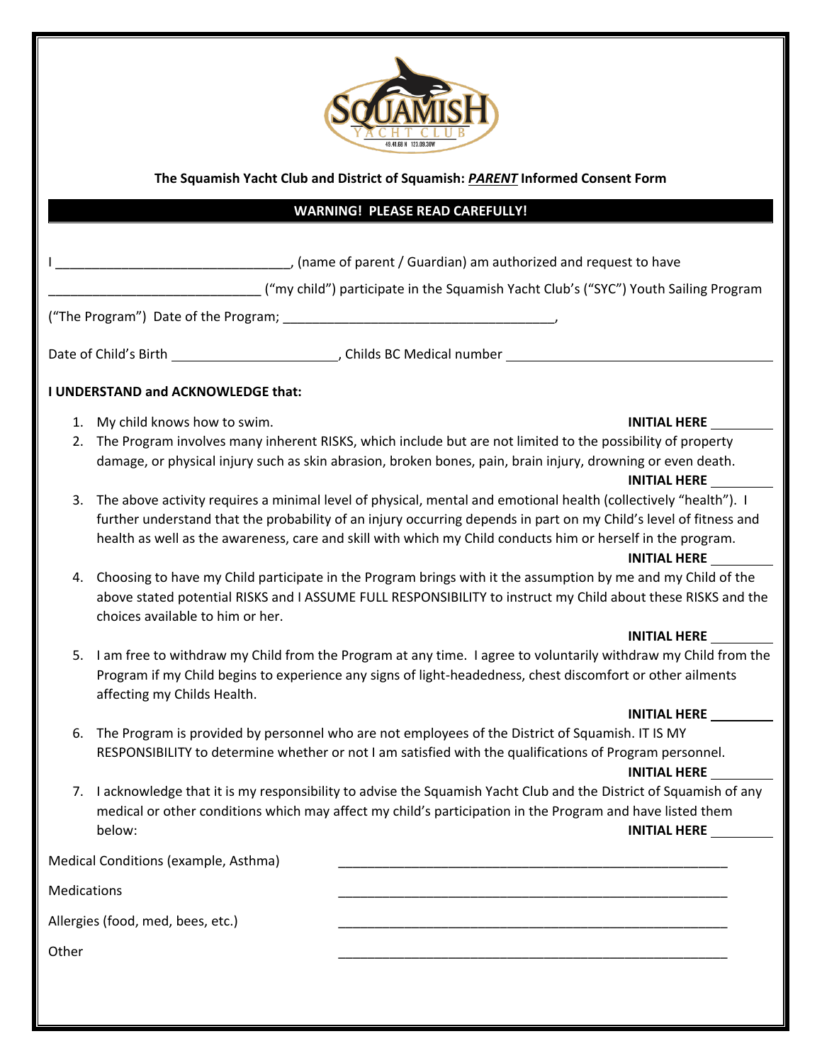**The Squamish Yacht Club and District of Squamish: *PARENT* Informed Consent Form**

**WARNING! PLEASE READ CAREFULLY!**

I ________________________________, (name of parent / Guardian) am authorized and request to have ____________________________ ("my child") participate in the Squamish Yacht Club's ("SYC") Youth Sailing Program ("The Program") Date of the Program; _____________________________________,

Date of Child's Birth ______________________, Childs BC Medical number ____________________________________

**I UNDERSTAND and ACKNOWLEDGE that:**

1. My child knows how to swim. **INITIAL HERE** ________
2. The Program involves many inherent RISKS, which include but are not limited to the possibility of property damage, or physical injury such as skin abrasion, broken bones, pain, brain injury, drowning or even death. **INITIAL HERE** ________
3. The above activity requires a minimal level of physical, mental and emotional health (collectively "health"). I further understand that the probability of an injury occurring depends in part on my Child's level of fitness and health as well as the awareness, care and skill with which my Child conducts him or herself in the program. **INITIAL HERE** ________
4. Choosing to have my Child participate in the Program brings with it the assumption by me and my Child of the above stated potential RISKS and I ASSUME FULL RESPONSIBILITY to instruct my Child about these RISKS and the choices available to him or her. **INITIAL HERE** ________
5. I am free to withdraw my Child from the Program at any time. I agree to voluntarily withdraw my Child from the Program if my Child begins to experience any signs of light-headedness, chest discomfort or other ailments affecting my Childs Health. **INITIAL HERE** ________
6. The Program is provided by personnel who are not employees of the District of Squamish. IT IS MY RESPONSIBILITY to determine whether or not I am satisfied with the qualifications of Program personnel. **INITIAL HERE** ________
7. I acknowledge that it is my responsibility to advise the Squamish Yacht Club and the District of Squamish of any medical or other conditions which may affect my child's participation in the Program and have listed them below: **INITIAL HERE** ________

Medical Conditions (example, Asthma) ________________________________________________

Medications ________________________________________________

Allergies (food, med, bees, etc.) ________________________________________________

Other ________________________________________________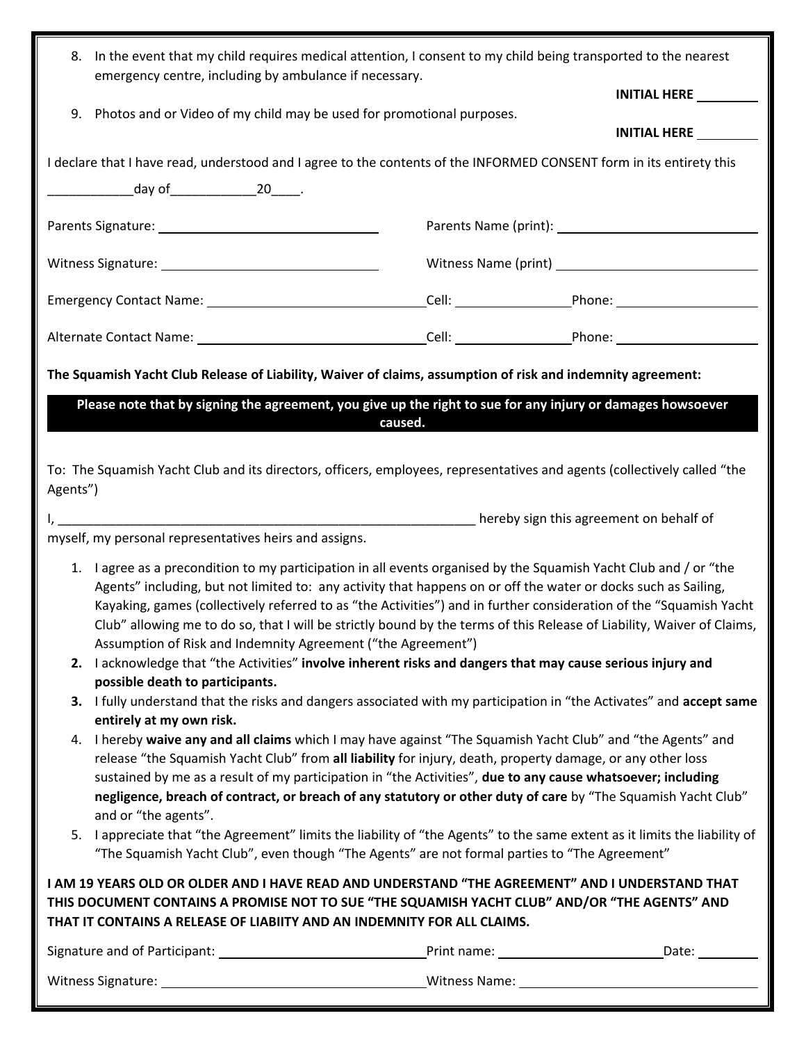8. In the event that my child requires medical attention, I consent to my child being transported to the nearest emergency centre, including by ambulance if necessary.

   **INITIAL HERE** ________

9. Photos and or Video of my child may be used for promotional purposes.

   **INITIAL HERE** ________

I declare that I have read, understood and I agree to the contents of the INFORMED CONSENT form in its entirety this ____________day of____________20____.

Parents Signature: ______________________________ Parents Name (print): ______________________________

Witness Signature: ______________________________ Witness Name (print) ______________________________

Emergency Contact Name: ______________________________ Cell: ________________ Phone: ____________________

Alternate Contact Name: ______________________________ Cell: ________________ Phone: ____________________

**The Squamish Yacht Club Release of Liability, Waiver of claims, assumption of risk and indemnity agreement:**

**Please note that by signing the agreement, you give up the right to sue for any injury or damages howsoever caused.**

To: The Squamish Yacht Club and its directors, officers, employees, representatives and agents (collectively called "the Agents")

I, ____________________________________________________________ hereby sign this agreement on behalf of myself, my personal representatives heirs and assigns.

1. I agree as a precondition to my participation in all events organised by the Squamish Yacht Club and / or "the Agents" including, but not limited to: any activity that happens on or off the water or docks such as Sailing, Kayaking, games (collectively referred to as "the Activities") and in further consideration of the "Squamish Yacht Club" allowing me to do so, that I will be strictly bound by the terms of this Release of Liability, Waiver of Claims, Assumption of Risk and Indemnity Agreement ("the Agreement")
2. I acknowledge that "the Activities" **involve inherent risks and dangers that may cause serious injury and possible death to participants.**
3. I fully understand that the risks and dangers associated with my participation in "the Activates" and **accept same entirely at my own risk.**
4. I hereby **waive any and all claims** which I may have against "The Squamish Yacht Club" and "the Agents" and release "the Squamish Yacht Club" from **all liability** for injury, death, property damage, or any other loss sustained by me as a result of my participation in "the Activities", **due to any cause whatsoever; including negligence, breach of contract, or breach of any statutory or other duty of care** by "The Squamish Yacht Club" and or "the agents".
5. I appreciate that "the Agreement" limits the liability of "the Agents" to the same extent as it limits the liability of "The Squamish Yacht Club", even though "The Agents" are not formal parties to "The Agreement"

**I AM 19 YEARS OLD OR OLDER AND I HAVE READ AND UNDERSTAND "THE AGREEMENT" AND I UNDERSTAND THAT THIS DOCUMENT CONTAINS A PROMISE NOT TO SUE "THE SQUAMISH YACHT CLUB" AND/OR "THE AGENTS" AND THAT IT CONTAINS A RELEASE OF LIABIITY AND AN INDEMNITY FOR ALL CLAIMS.**

Signature and of Participant: ______________________________ Print name: ______________________ Date: ________

Witness Signature: ______________________________ Witness Name: ______________________________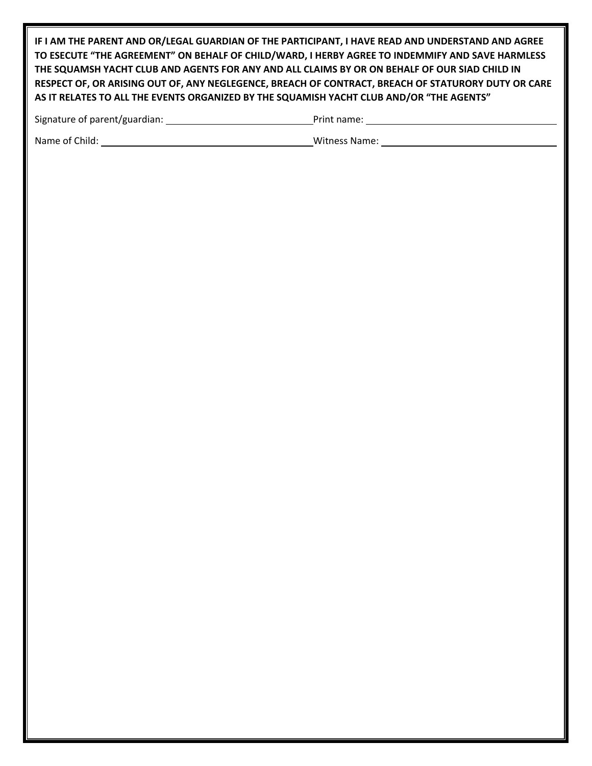**IF I AM THE PARENT AND OR/LEGAL GUARDIAN OF THE PARTICIPANT, I HAVE READ AND UNDERSTAND AND AGREE TO ESECUTE "THE AGREEMENT" ON BEHALF OF CHILD/WARD, I HERBY AGREE TO INDEMMIFY AND SAVE HARMLESS THE SQUAMSH YACHT CLUB AND AGENTS FOR ANY AND ALL CLAIMS BY OR ON BEHALF OF OUR SIAD CHILD IN RESPECT OF, OR ARISING OUT OF, ANY NEGLEGENCE, BREACH OF CONTRACT, BREACH OF STATURORY DUTY OR CARE AS IT RELATES TO ALL THE EVENTS ORGANIZED BY THE SQUAMISH YACHT CLUB AND/OR "THE AGENTS"**

Signature of parent/guardian: ____________________________ Print name: ____________________________________

Name of Child: ________________________________________ Witness Name: _________________________________